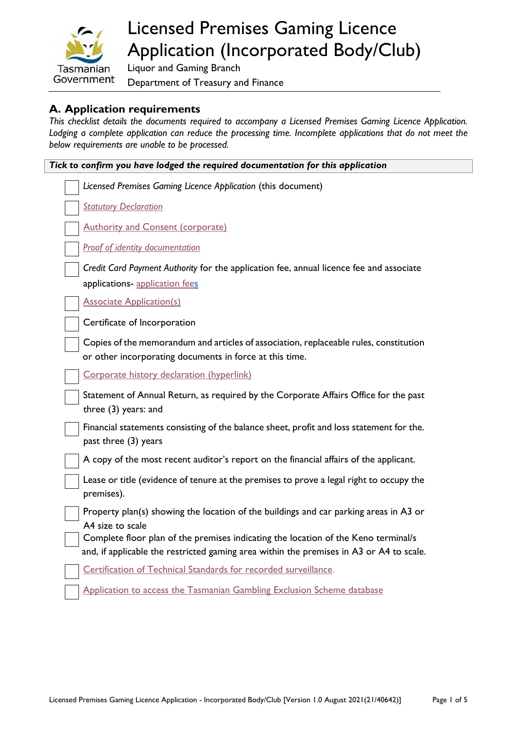# Licensed Premises Gaming Licence Application (Incorporated Body/Club)

Liquor and Gaming Branch

Department of Treasury and Finance

## A. Application requirements

*This checklist details the documents required to accompany a Licensed Premises Gaming Licence Application. Lodging a complete application can reduce the processing time. Incomplete applications that do not meet the below requirements are unable to be processed.*

***Tick to confirm you have lodged the required documentation for this application***

- [ ] *Licensed Premises Gaming Licence Application* (this document)
- [ ] *Statutory Declaration*
- [ ] Authority and Consent (corporate)
- [ ] *Proof of identity documentation*
- [ ] *Credit Card Payment Authority* for the application fee, annual licence fee and associate applications- application fees
- [ ] Associate Application(s)
- [ ] Certificate of Incorporation
- [ ] Copies of the memorandum and articles of association, replaceable rules, constitution or other incorporating documents in force at this time.
- [ ] Corporate history declaration (hyperlink)
- [ ] Statement of Annual Return, as required by the Corporate Affairs Office for the past three (3) years: and
- [ ] Financial statements consisting of the balance sheet, profit and loss statement for the. past three (3) years
- [ ] A copy of the most recent auditor's report on the financial affairs of the applicant.
- [ ] Lease or title (evidence of tenure at the premises to prove a legal right to occupy the premises).
- [ ] Property plan(s) showing the location of the buildings and car parking areas in A3 or A4 size to scale
- [ ] Complete floor plan of the premises indicating the location of the Keno terminal/s and, if applicable the restricted gaming area within the premises in A3 or A4 to scale.
- [ ] Certification of Technical Standards for recorded surveillance.
- [ ] Application to access the Tasmanian Gambling Exclusion Scheme database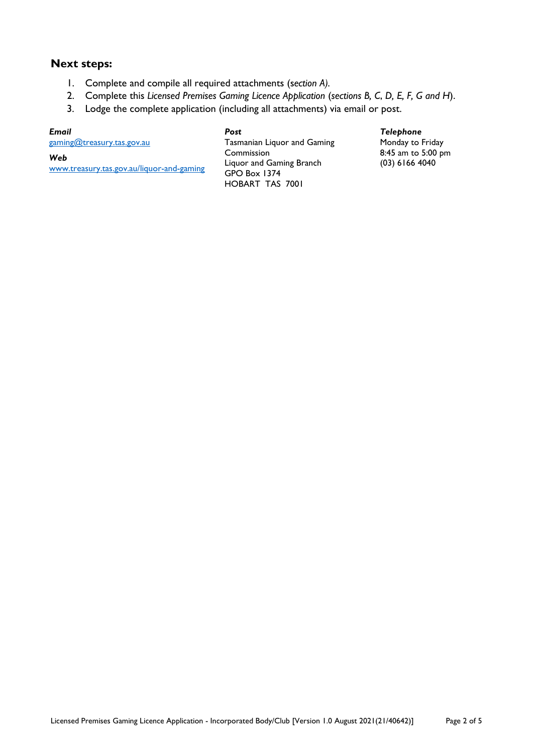## Next steps:

1. Complete and compile all required attachments (*section A).*
2. Complete this *Licensed Premises Gaming Licence Application* (*sections B, C, D, E, F, G and H*).
3. Lodge the complete application (including all attachments) via email or post.

***Email***
gaming@treasury.tas.gov.au

***Web***
www.treasury.tas.gov.au/liquor-and-gaming

***Post***
Tasmanian Liquor and Gaming Commission
Liquor and Gaming Branch
GPO Box 1374
HOBART TAS 7001

***Telephone***
Monday to Friday
8:45 am to 5:00 pm
(03) 6166 4040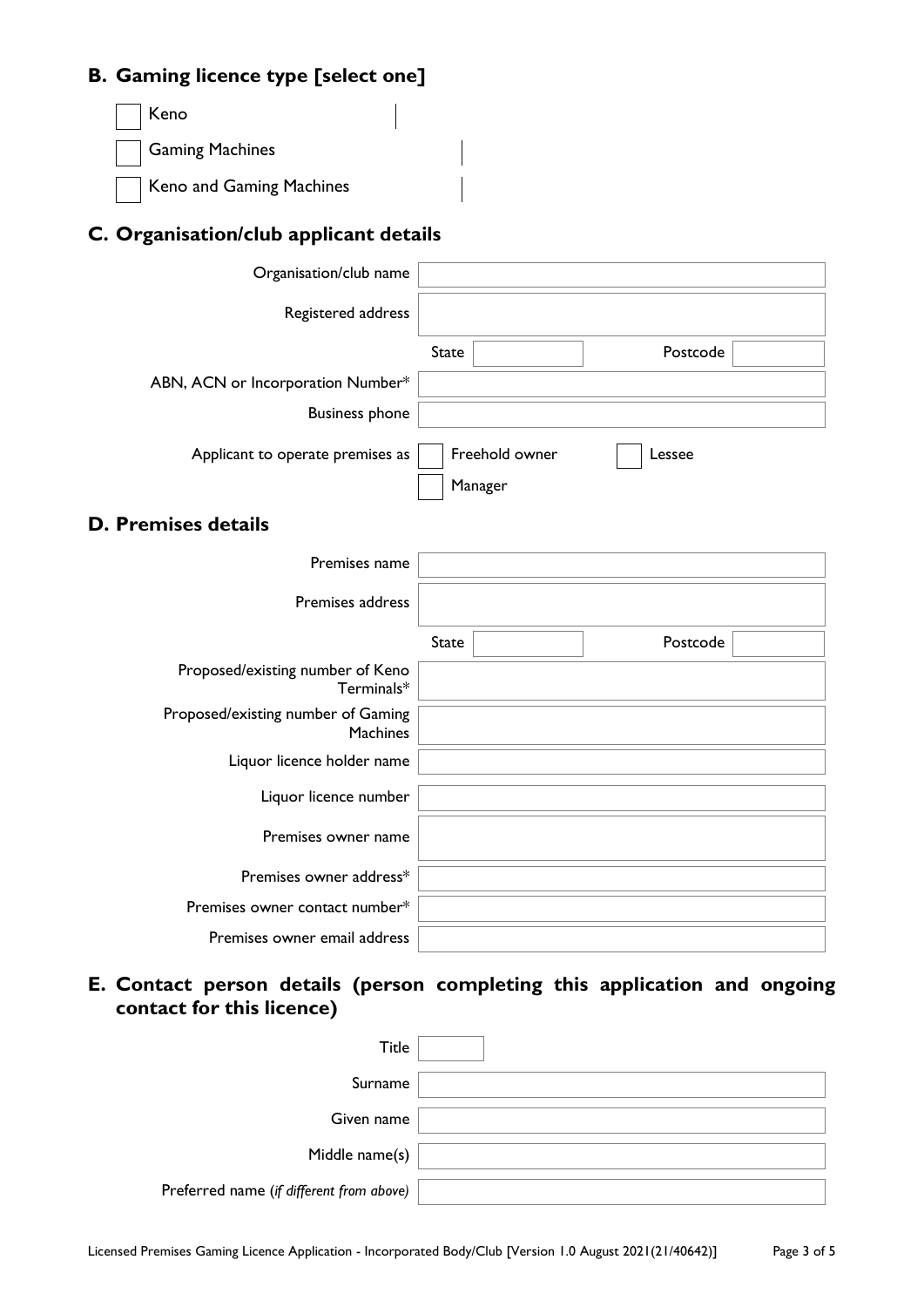## B. Gaming licence type [select one]

- ☐ Keno
- ☐ Gaming Machines
- ☐ Keno and Gaming Machines

## C. Organisation/club applicant details

| | |
|---|---|
| Organisation/club name | |
| Registered address | |
| | State: &nbsp;&nbsp;&nbsp; Postcode: |
| ABN, ACN or Incorporation Number* | |
| Business phone | |
| Applicant to operate premises as | ☐ Freehold owner ☐ Lessee ☐ Manager |

## D. Premises details

| | |
|---|---|
| Premises name | |
| Premises address | |
| | State: &nbsp;&nbsp;&nbsp; Postcode: |
| Proposed/existing number of Keno Terminals* | |
| Proposed/existing number of Gaming Machines | |
| Liquor licence holder name | |
| Liquor licence number | |
| Premises owner name | |
| Premises owner address* | |
| Premises owner contact number* | |
| Premises owner email address | |

## E. Contact person details (person completing this application and ongoing contact for this licence)

| | |
|---|---|
| Title | |
| Surname | |
| Given name | |
| Middle name(s) | |
| Preferred name (*if different from above*) | |

Licensed Premises Gaming Licence Application - Incorporated Body/Club [Version 1.0 August 2021(21/40642)]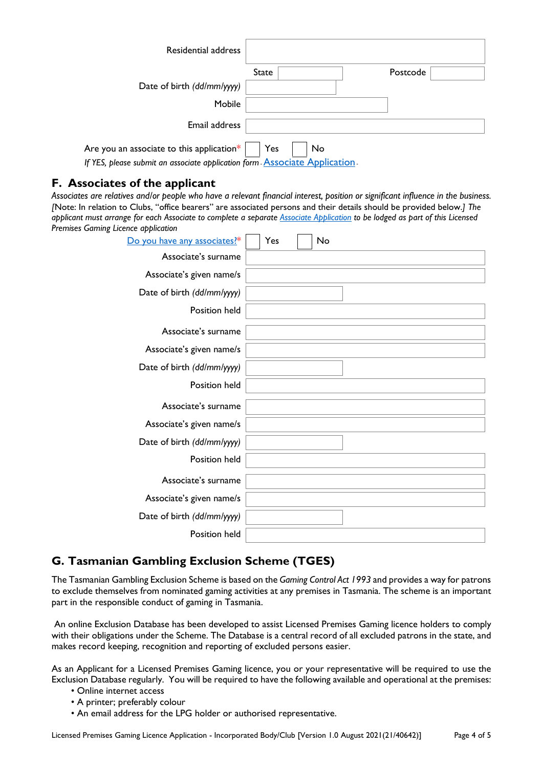Residential address

State | Postcode

Date of birth *(dd/mm/yyyy)*

Mobile

Email address

Are you an associate to this application* ☐ Yes ☐ No

*If YES, please submit an associate application form.* [Associate Application](#).

## F. Associates of the applicant

*Associates are relatives and/or people who have a relevant financial interest, position or significant influence in the business. [*Note: In relation to Clubs, "office bearers" are associated persons and their details should be provided below.*] The applicant must arrange for each Associate to complete a separate* [*Associate Application*](#) *to be lodged as part of this Licensed Premises Gaming Licence application*

[Do you have any associates?](#)* ☐ Yes ☐ No

Associate's surname

Associate's given name/s

Date of birth *(dd/mm/yyyy)*

Position held

Associate's surname

Associate's given name/s

Date of birth *(dd/mm/yyyy)*

Position held

Associate's surname

Associate's given name/s

Date of birth *(dd/mm/yyyy)*

Position held

Associate's surname

Associate's given name/s

Date of birth *(dd/mm/yyyy)*

Position held

## G. Tasmanian Gambling Exclusion Scheme (TGES)

The Tasmanian Gambling Exclusion Scheme is based on the *Gaming Control Act 1993* and provides a way for patrons to exclude themselves from nominated gaming activities at any premises in Tasmania. The scheme is an important part in the responsible conduct of gaming in Tasmania.

An online Exclusion Database has been developed to assist Licensed Premises Gaming licence holders to comply with their obligations under the Scheme. The Database is a central record of all excluded patrons in the state, and makes record keeping, recognition and reporting of excluded persons easier.

As an Applicant for a Licensed Premises Gaming licence, you or your representative will be required to use the Exclusion Database regularly. You will be required to have the following available and operational at the premises:

- Online internet access
- A printer; preferably colour
- An email address for the LPG holder or authorised representative.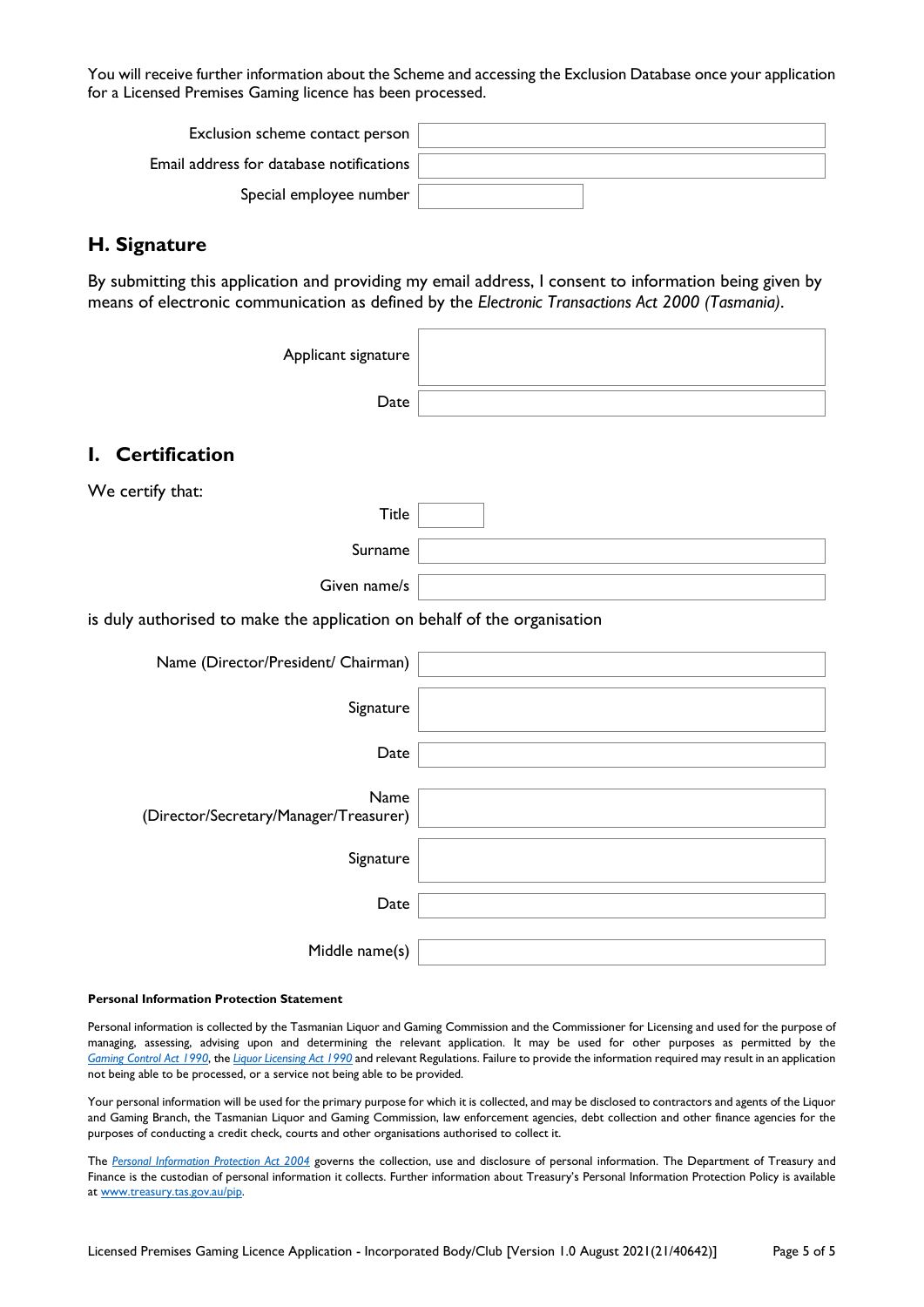You will receive further information about the Scheme and accessing the Exclusion Database once your application for a Licensed Premises Gaming licence has been processed.

| | |
|---|---|
| Exclusion scheme contact person | |
| Email address for database notifications | |
| Special employee number | |

## H. Signature

By submitting this application and providing my email address, I consent to information being given by means of electronic communication as defined by the *Electronic Transactions Act 2000 (Tasmania)*.

| | |
|---|---|
| Applicant signature | |
| Date | |

## I. Certification

We certify that:

| | |
|---|---|
| Title | |
| Surname | |
| Given name/s | |

is duly authorised to make the application on behalf of the organisation

| | |
|---|---|
| Name (Director/President/ Chairman) | |
| Signature | |
| Date | |
| Name (Director/Secretary/Manager/Treasurer) | |
| Signature | |
| Date | |
| Middle name(s) | |

**Personal Information Protection Statement**

Personal information is collected by the Tasmanian Liquor and Gaming Commission and the Commissioner for Licensing and used for the purpose of managing, assessing, advising upon and determining the relevant application. It may be used for other purposes as permitted by the *Gaming Control Act 1990*, the *Liquor Licensing Act 1990* and relevant Regulations. Failure to provide the information required may result in an application not being able to be processed, or a service not being able to be provided.

Your personal information will be used for the primary purpose for which it is collected, and may be disclosed to contractors and agents of the Liquor and Gaming Branch, the Tasmanian Liquor and Gaming Commission, law enforcement agencies, debt collection and other finance agencies for the purposes of conducting a credit check, courts and other organisations authorised to collect it.

The *Personal Information Protection Act 2004* governs the collection, use and disclosure of personal information. The Department of Treasury and Finance is the custodian of personal information it collects. Further information about Treasury's Personal Information Protection Policy is available at www.treasury.tas.gov.au/pip.

Licensed Premises Gaming Licence Application - Incorporated Body/Club [Version 1.0 August 2021(21/40642)]